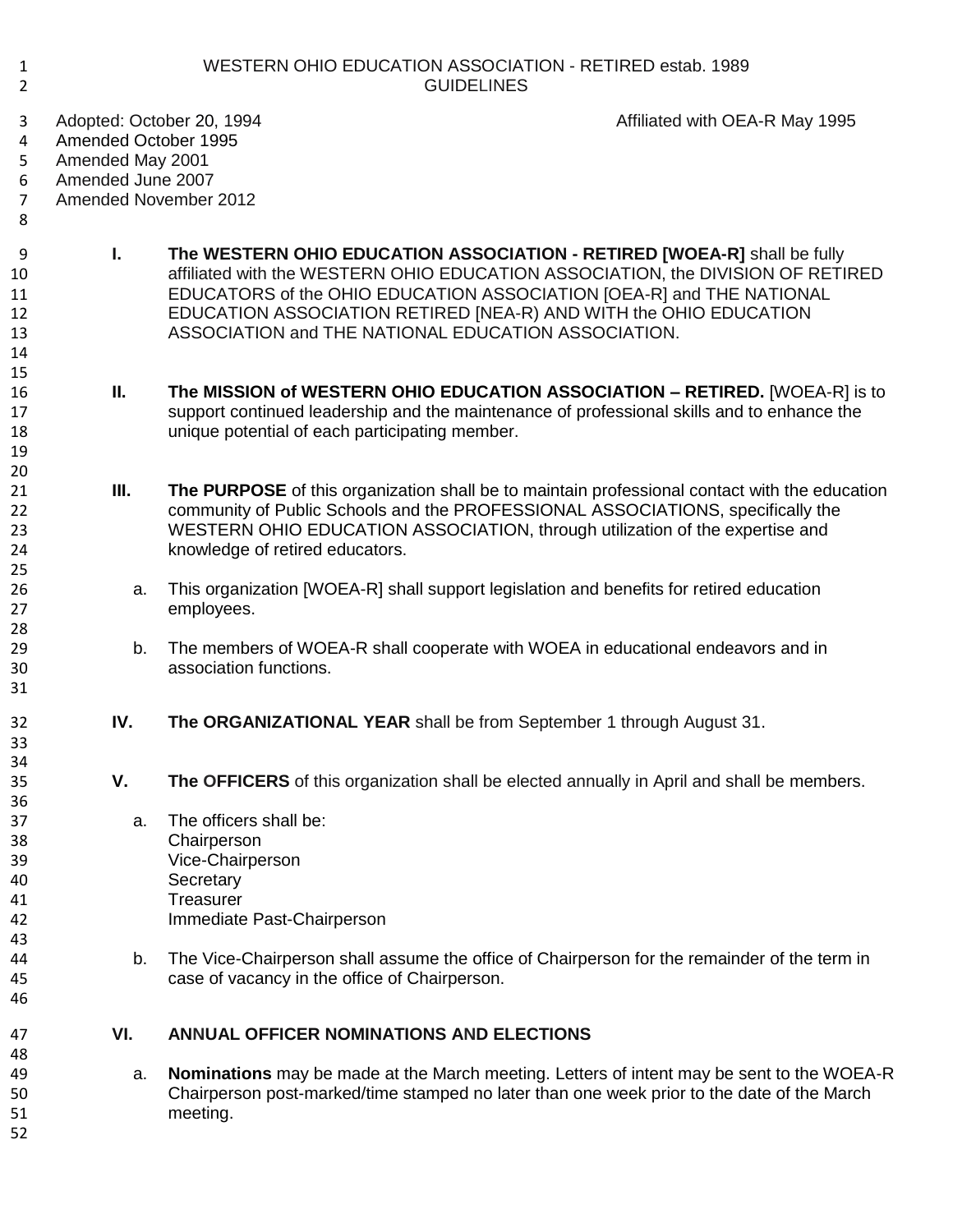# WESTERN OHIO EDUCATION ASSOCIATION - RETIRED estab. 1989
## GUIDELINES

Adopted: October 20, 1994 Affiliated with OEA-R May 1995
Amended October 1995
Amended May 2001
Amended June 2007
Amended November 2012

**I.** **The WESTERN OHIO EDUCATION ASSOCIATION - RETIRED [WOEA-R]** shall be fully affiliated with the WESTERN OHIO EDUCATION ASSOCIATION, the DIVISION OF RETIRED EDUCATORS of the OHIO EDUCATION ASSOCIATION [OEA-R] and THE NATIONAL EDUCATION ASSOCIATION RETIRED [NEA-R) AND WITH the OHIO EDUCATION ASSOCIATION and THE NATIONAL EDUCATION ASSOCIATION.

**II.** **The MISSION of WESTERN OHIO EDUCATION ASSOCIATION – RETIRED.** [WOEA-R] is to support continued leadership and the maintenance of professional skills and to enhance the unique potential of each participating member.

**III.** **The PURPOSE** of this organization shall be to maintain professional contact with the education community of Public Schools and the PROFESSIONAL ASSOCIATIONS, specifically the WESTERN OHIO EDUCATION ASSOCIATION, through utilization of the expertise and knowledge of retired educators.

a. This organization [WOEA-R] shall support legislation and benefits for retired education employees.

b. The members of WOEA-R shall cooperate with WOEA in educational endeavors and in association functions.

**IV.** **The ORGANIZATIONAL YEAR** shall be from September 1 through August 31.

**V.** **The OFFICERS** of this organization shall be elected annually in April and shall be members.

a. The officers shall be:
Chairperson
Vice-Chairperson
Secretary
Treasurer
Immediate Past-Chairperson

b. The Vice-Chairperson shall assume the office of Chairperson for the remainder of the term in case of vacancy in the office of Chairperson.

**VI.** **ANNUAL OFFICER NOMINATIONS AND ELECTIONS**

a. **Nominations** may be made at the March meeting. Letters of intent may be sent to the WOEA-R Chairperson post-marked/time stamped no later than one week prior to the date of the March meeting.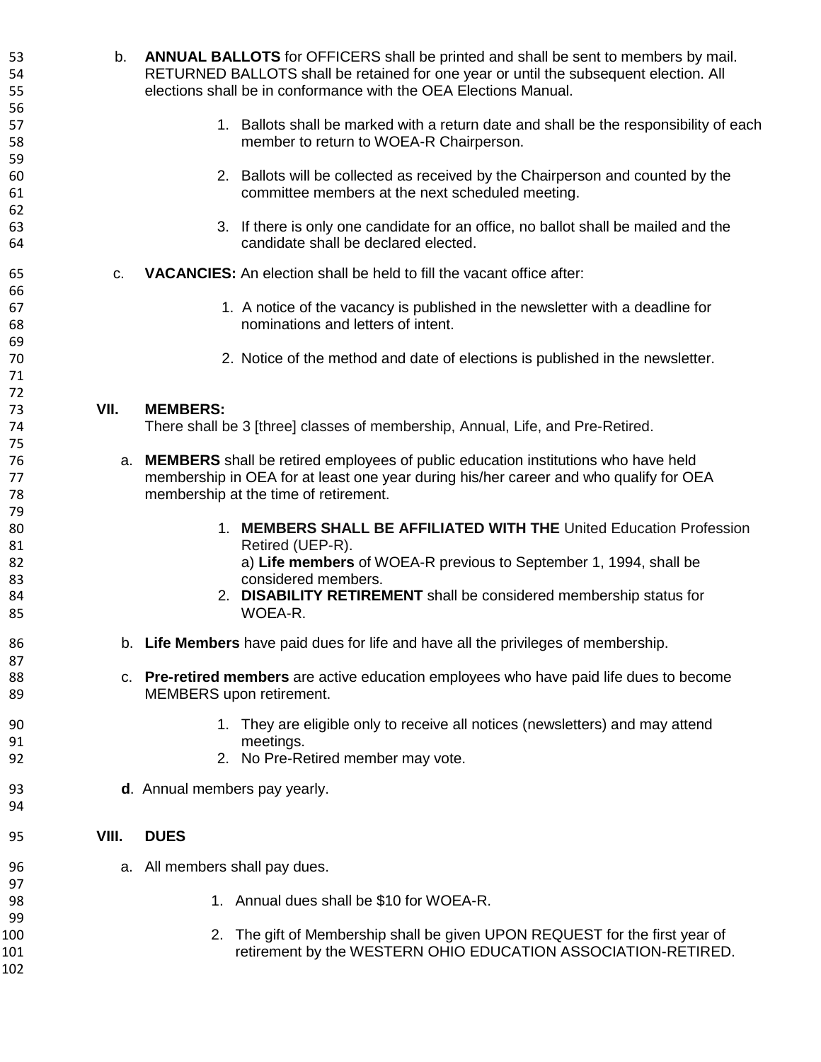b. **ANNUAL BALLOTS** for OFFICERS shall be printed and shall be sent to members by mail. RETURNED BALLOTS shall be retained for one year or until the subsequent election. All elections shall be in conformance with the OEA Elections Manual.

1. Ballots shall be marked with a return date and shall be the responsibility of each member to return to WOEA-R Chairperson.

2. Ballots will be collected as received by the Chairperson and counted by the committee members at the next scheduled meeting.

3. If there is only one candidate for an office, no ballot shall be mailed and the candidate shall be declared elected.

c. **VACANCIES:** An election shall be held to fill the vacant office after:

1. A notice of the vacancy is published in the newsletter with a deadline for nominations and letters of intent.

2. Notice of the method and date of elections is published in the newsletter.

## VII. MEMBERS:

There shall be 3 [three] classes of membership, Annual, Life, and Pre-Retired.

a. **MEMBERS** shall be retired employees of public education institutions who have held membership in OEA for at least one year during his/her career and who qualify for OEA membership at the time of retirement.

1. **MEMBERS SHALL BE AFFILIATED WITH THE** United Education Profession Retired (UEP-R).
   a) **Life members** of WOEA-R previous to September 1, 1994, shall be considered members.
2. **DISABILITY RETIREMENT** shall be considered membership status for WOEA-R.

b. **Life Members** have paid dues for life and have all the privileges of membership.

c. **Pre-retired members** are active education employees who have paid life dues to become MEMBERS upon retirement.

1. They are eligible only to receive all notices (newsletters) and may attend meetings.
2. No Pre-Retired member may vote.

**d**. Annual members pay yearly.

## VIII. DUES

a. All members shall pay dues.

1. Annual dues shall be $10 for WOEA-R.

2. The gift of Membership shall be given UPON REQUEST for the first year of retirement by the WESTERN OHIO EDUCATION ASSOCIATION-RETIRED.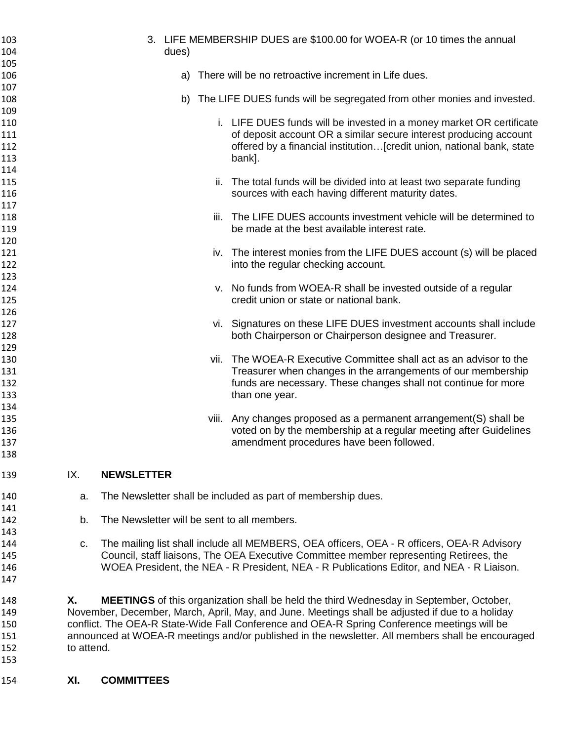3. LIFE MEMBERSHIP DUES are $100.00 for WOEA-R (or 10 times the annual dues)

    a) There will be no retroactive increment in Life dues.

    b) The LIFE DUES funds will be segregated from other monies and invested.

        i. LIFE DUES funds will be invested in a money market OR certificate of deposit account OR a similar secure interest producing account offered by a financial institution…[credit union, national bank, state bank].

        ii. The total funds will be divided into at least two separate funding sources with each having different maturity dates.

        iii. The LIFE DUES accounts investment vehicle will be determined to be made at the best available interest rate.

        iv. The interest monies from the LIFE DUES account (s) will be placed into the regular checking account.

        v. No funds from WOEA-R shall be invested outside of a regular credit union or state or national bank.

        vi. Signatures on these LIFE DUES investment accounts shall include both Chairperson or Chairperson designee and Treasurer.

        vii. The WOEA-R Executive Committee shall act as an advisor to the Treasurer when changes in the arrangements of our membership funds are necessary. These changes shall not continue for more than one year.

        viii. Any changes proposed as a permanent arrangement(S) shall be voted on by the membership at a regular meeting after Guidelines amendment procedures have been followed.

## IX. NEWSLETTER

a. The Newsletter shall be included as part of membership dues.

b. The Newsletter will be sent to all members.

c. The mailing list shall include all MEMBERS, OEA officers, OEA - R officers, OEA-R Advisory Council, staff liaisons, The OEA Executive Committee member representing Retirees, the WOEA President, the NEA - R President, NEA - R Publications Editor, and NEA - R Liaison.

**X. MEETINGS** of this organization shall be held the third Wednesday in September, October, November, December, March, April, May, and June. Meetings shall be adjusted if due to a holiday conflict. The OEA-R State-Wide Fall Conference and OEA-R Spring Conference meetings will be announced at WOEA-R meetings and/or published in the newsletter. All members shall be encouraged to attend.

## XI. COMMITTEES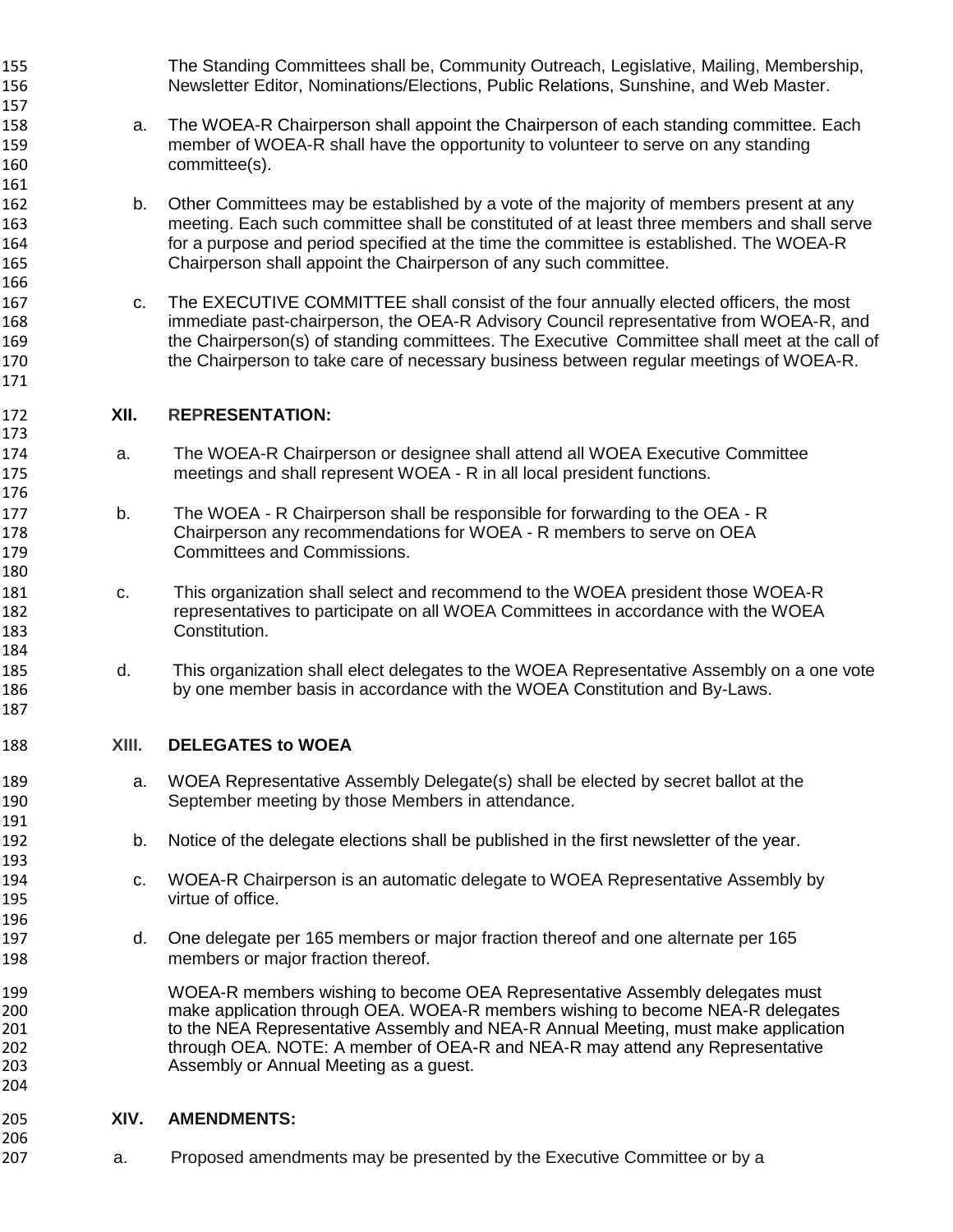The Standing Committees shall be, Community Outreach, Legislative, Mailing, Membership, Newsletter Editor, Nominations/Elections, Public Relations, Sunshine, and Web Master.

a. The WOEA-R Chairperson shall appoint the Chairperson of each standing committee. Each member of WOEA-R shall have the opportunity to volunteer to serve on any standing committee(s).

b. Other Committees may be established by a vote of the majority of members present at any meeting. Each such committee shall be constituted of at least three members and shall serve for a purpose and period specified at the time the committee is established. The WOEA-R Chairperson shall appoint the Chairperson of any such committee.

c. The EXECUTIVE COMMITTEE shall consist of the four annually elected officers, the most immediate past-chairperson, the OEA-R Advisory Council representative from WOEA-R, and the Chairperson(s) of standing committees. The Executive Committee shall meet at the call of the Chairperson to take care of necessary business between regular meetings of WOEA-R.

## XII. REPRESENTATION:

a. The WOEA-R Chairperson or designee shall attend all WOEA Executive Committee meetings and shall represent WOEA - R in all local president functions.

b. The WOEA - R Chairperson shall be responsible for forwarding to the OEA - R Chairperson any recommendations for WOEA - R members to serve on OEA Committees and Commissions.

c. This organization shall select and recommend to the WOEA president those WOEA-R representatives to participate on all WOEA Committees in accordance with the WOEA Constitution.

d. This organization shall elect delegates to the WOEA Representative Assembly on a one vote by one member basis in accordance with the WOEA Constitution and By-Laws.

## XIII. DELEGATES to WOEA

a. WOEA Representative Assembly Delegate(s) shall be elected by secret ballot at the September meeting by those Members in attendance.

b. Notice of the delegate elections shall be published in the first newsletter of the year.

c. WOEA-R Chairperson is an automatic delegate to WOEA Representative Assembly by virtue of office.

d. One delegate per 165 members or major fraction thereof and one alternate per 165 members or major fraction thereof.

WOEA-R members wishing to become OEA Representative Assembly delegates must make application through OEA. WOEA-R members wishing to become NEA-R delegates to the NEA Representative Assembly and NEA-R Annual Meeting, must make application through OEA. NOTE: A member of OEA-R and NEA-R may attend any Representative Assembly or Annual Meeting as a guest.

## XIV. AMENDMENTS:

a. Proposed amendments may be presented by the Executive Committee or by a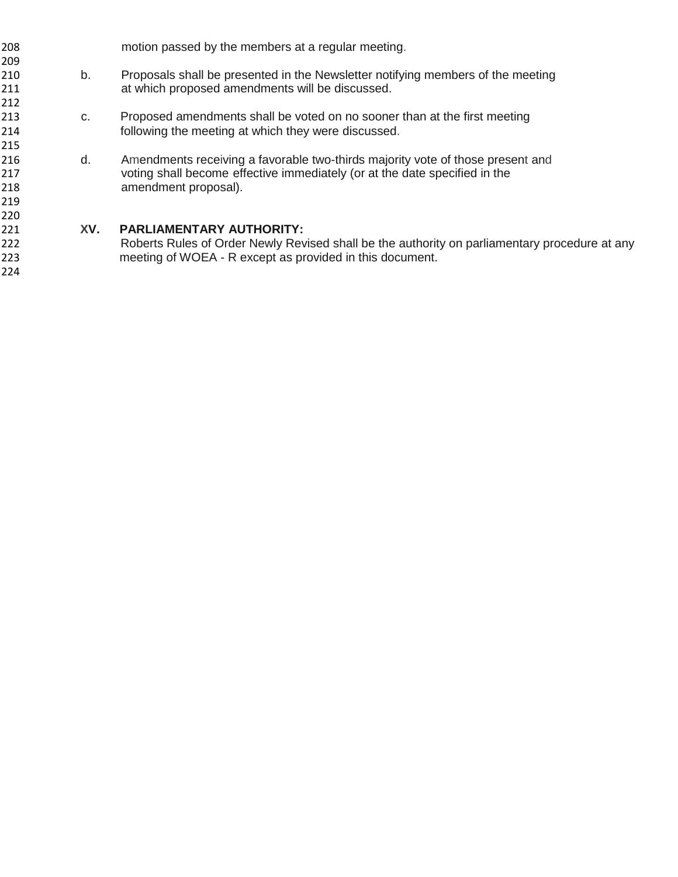motion passed by the members at a regular meeting.

b. Proposals shall be presented in the Newsletter notifying members of the meeting at which proposed amendments will be discussed.

c. Proposed amendments shall be voted on no sooner than at the first meeting following the meeting at which they were discussed.

d. Amendments receiving a favorable two-thirds majority vote of those present and voting shall become effective immediately (or at the date specified in the amendment proposal).

## XV. PARLIAMENTARY AUTHORITY:

Roberts Rules of Order Newly Revised shall be the authority on parliamentary procedure at any meeting of WOEA - R except as provided in this document.